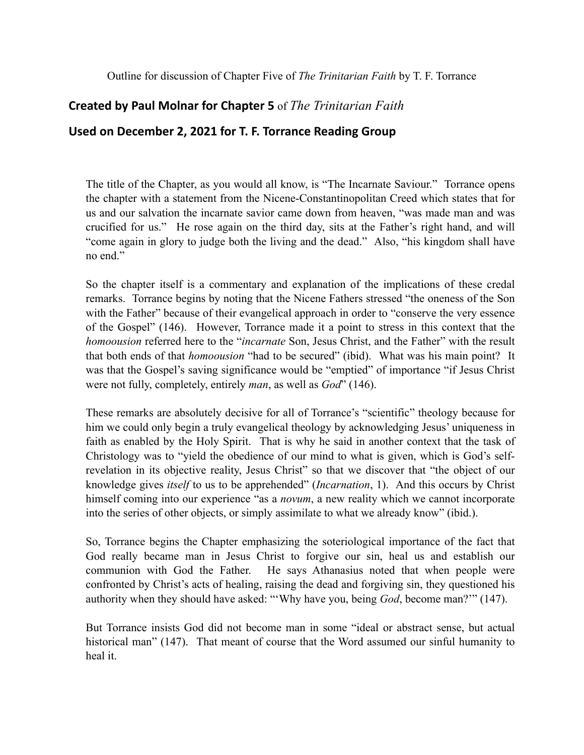Outline for discussion of Chapter Five of *The Trinitarian Faith* by T. F. Torrance

## Created by Paul Molnar for Chapter 5 of *The Trinitarian Faith*

## Used on December 2, 2021 for T. F. Torrance Reading Group

The title of the Chapter, as you would all know, is "The Incarnate Saviour." Torrance opens the chapter with a statement from the Nicene-Constantinopolitan Creed which states that for us and our salvation the incarnate savior came down from heaven, "was made man and was crucified for us." He rose again on the third day, sits at the Father's right hand, and will "come again in glory to judge both the living and the dead." Also, "his kingdom shall have no end."

So the chapter itself is a commentary and explanation of the implications of these credal remarks. Torrance begins by noting that the Nicene Fathers stressed "the oneness of the Son with the Father" because of their evangelical approach in order to "conserve the very essence of the Gospel" (146). However, Torrance made it a point to stress in this context that the *homoousion* referred here to the "*incarnate* Son, Jesus Christ, and the Father" with the result that both ends of that *homoousion* "had to be secured" (ibid). What was his main point? It was that the Gospel's saving significance would be "emptied" of importance "if Jesus Christ were not fully, completely, entirely *man*, as well as *God*" (146).

These remarks are absolutely decisive for all of Torrance's "scientific" theology because for him we could only begin a truly evangelical theology by acknowledging Jesus' uniqueness in faith as enabled by the Holy Spirit. That is why he said in another context that the task of Christology was to "yield the obedience of our mind to what is given, which is God's self-revelation in its objective reality, Jesus Christ" so that we discover that "the object of our knowledge gives *itself* to us to be apprehended" (*Incarnation*, 1). And this occurs by Christ himself coming into our experience "as a *novum*, a new reality which we cannot incorporate into the series of other objects, or simply assimilate to what we already know" (ibid.).

So, Torrance begins the Chapter emphasizing the soteriological importance of the fact that God really became man in Jesus Christ to forgive our sin, heal us and establish our communion with God the Father. He says Athanasius noted that when people were confronted by Christ's acts of healing, raising the dead and forgiving sin, they questioned his authority when they should have asked: "'Why have you, being *God*, become man?'" (147).

But Torrance insists God did not become man in some "ideal or abstract sense, but actual historical man" (147). That meant of course that the Word assumed our sinful humanity to heal it.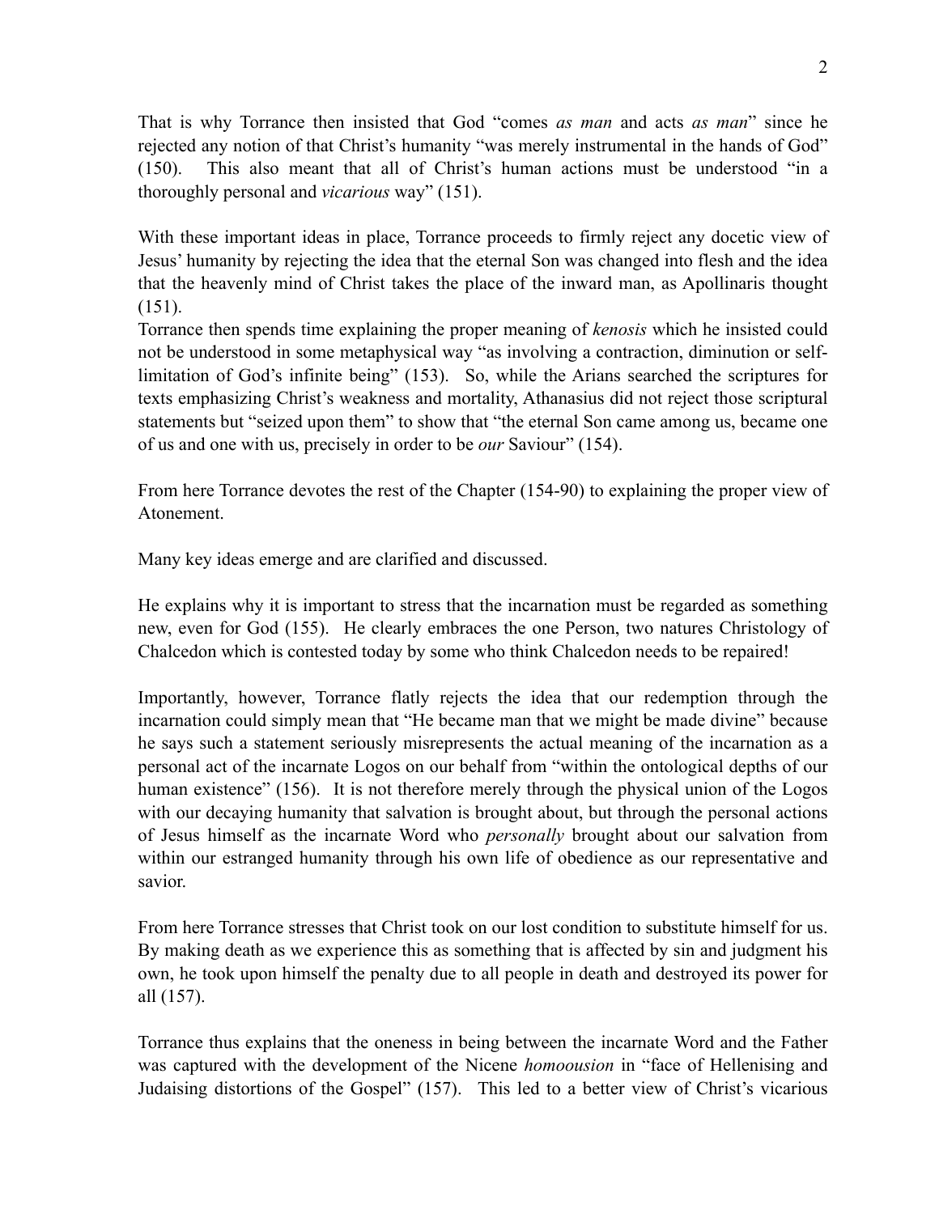That is why Torrance then insisted that God "comes *as man* and acts *as man*" since he rejected any notion of that Christ's humanity "was merely instrumental in the hands of God" (150). This also meant that all of Christ's human actions must be understood "in a thoroughly personal and *vicarious* way" (151).

With these important ideas in place, Torrance proceeds to firmly reject any docetic view of Jesus' humanity by rejecting the idea that the eternal Son was changed into flesh and the idea that the heavenly mind of Christ takes the place of the inward man, as Apollinaris thought (151).

Torrance then spends time explaining the proper meaning of *kenosis* which he insisted could not be understood in some metaphysical way "as involving a contraction, diminution or self-limitation of God's infinite being" (153). So, while the Arians searched the scriptures for texts emphasizing Christ's weakness and mortality, Athanasius did not reject those scriptural statements but "seized upon them" to show that "the eternal Son came among us, became one of us and one with us, precisely in order to be *our* Saviour" (154).

From here Torrance devotes the rest of the Chapter (154-90) to explaining the proper view of Atonement.

Many key ideas emerge and are clarified and discussed.

He explains why it is important to stress that the incarnation must be regarded as something new, even for God (155). He clearly embraces the one Person, two natures Christology of Chalcedon which is contested today by some who think Chalcedon needs to be repaired!

Importantly, however, Torrance flatly rejects the idea that our redemption through the incarnation could simply mean that "He became man that we might be made divine" because he says such a statement seriously misrepresents the actual meaning of the incarnation as a personal act of the incarnate Logos on our behalf from "within the ontological depths of our human existence" (156). It is not therefore merely through the physical union of the Logos with our decaying humanity that salvation is brought about, but through the personal actions of Jesus himself as the incarnate Word who *personally* brought about our salvation from within our estranged humanity through his own life of obedience as our representative and savior.

From here Torrance stresses that Christ took on our lost condition to substitute himself for us. By making death as we experience this as something that is affected by sin and judgment his own, he took upon himself the penalty due to all people in death and destroyed its power for all (157).

Torrance thus explains that the oneness in being between the incarnate Word and the Father was captured with the development of the Nicene *homoousion* in "face of Hellenising and Judaising distortions of the Gospel" (157). This led to a better view of Christ's vicarious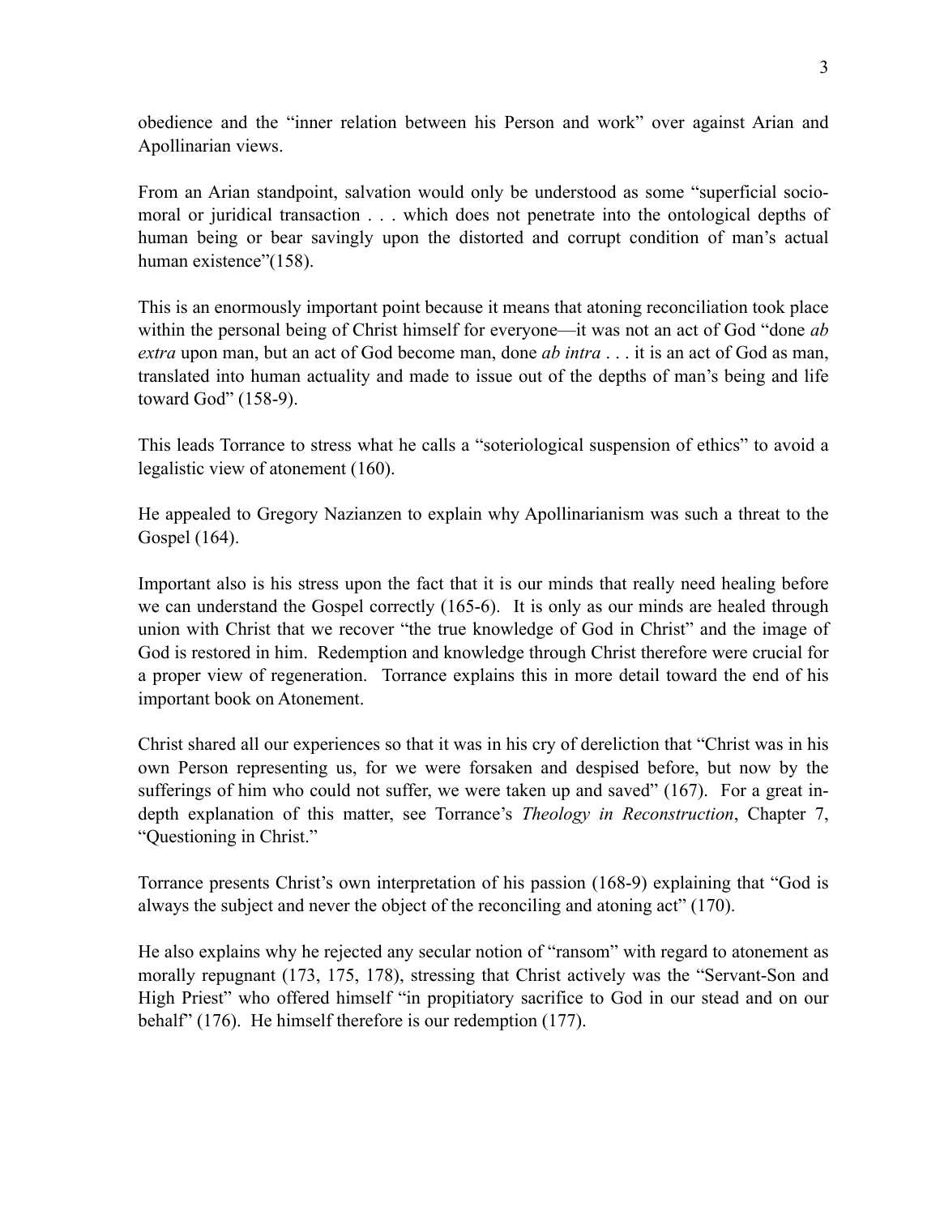obedience and the "inner relation between his Person and work" over against Arian and Apollinarian views.

From an Arian standpoint, salvation would only be understood as some "superficial socio-moral or juridical transaction . . . which does not penetrate into the ontological depths of human being or bear savingly upon the distorted and corrupt condition of man's actual human existence"(158).

This is an enormously important point because it means that atoning reconciliation took place within the personal being of Christ himself for everyone—it was not an act of God "done *ab extra* upon man, but an act of God become man, done *ab intra* . . . it is an act of God as man, translated into human actuality and made to issue out of the depths of man's being and life toward God" (158-9).

This leads Torrance to stress what he calls a "soteriological suspension of ethics" to avoid a legalistic view of atonement (160).

He appealed to Gregory Nazianzen to explain why Apollinarianism was such a threat to the Gospel (164).

Important also is his stress upon the fact that it is our minds that really need healing before we can understand the Gospel correctly (165-6). It is only as our minds are healed through union with Christ that we recover "the true knowledge of God in Christ" and the image of God is restored in him. Redemption and knowledge through Christ therefore were crucial for a proper view of regeneration. Torrance explains this in more detail toward the end of his important book on Atonement.

Christ shared all our experiences so that it was in his cry of dereliction that "Christ was in his own Person representing us, for we were forsaken and despised before, but now by the sufferings of him who could not suffer, we were taken up and saved" (167). For a great in-depth explanation of this matter, see Torrance's *Theology in Reconstruction*, Chapter 7, "Questioning in Christ."

Torrance presents Christ's own interpretation of his passion (168-9) explaining that "God is always the subject and never the object of the reconciling and atoning act" (170).

He also explains why he rejected any secular notion of "ransom" with regard to atonement as morally repugnant (173, 175, 178), stressing that Christ actively was the "Servant-Son and High Priest" who offered himself "in propitiatory sacrifice to God in our stead and on our behalf" (176). He himself therefore is our redemption (177).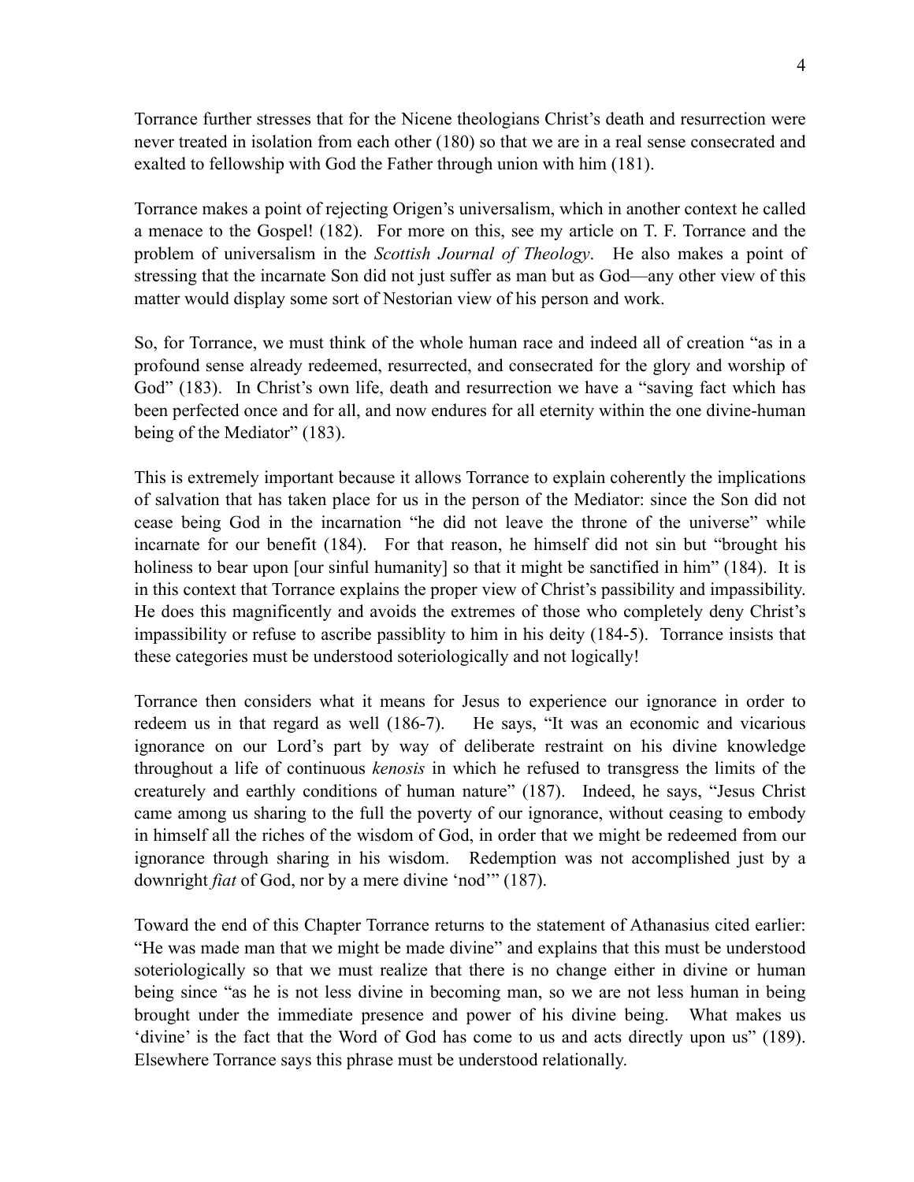Torrance further stresses that for the Nicene theologians Christ's death and resurrection were never treated in isolation from each other (180) so that we are in a real sense consecrated and exalted to fellowship with God the Father through union with him (181).

Torrance makes a point of rejecting Origen's universalism, which in another context he called a menace to the Gospel! (182). For more on this, see my article on T. F. Torrance and the problem of universalism in the *Scottish Journal of Theology*. He also makes a point of stressing that the incarnate Son did not just suffer as man but as God—any other view of this matter would display some sort of Nestorian view of his person and work.

So, for Torrance, we must think of the whole human race and indeed all of creation "as in a profound sense already redeemed, resurrected, and consecrated for the glory and worship of God" (183). In Christ's own life, death and resurrection we have a "saving fact which has been perfected once and for all, and now endures for all eternity within the one divine-human being of the Mediator" (183).

This is extremely important because it allows Torrance to explain coherently the implications of salvation that has taken place for us in the person of the Mediator: since the Son did not cease being God in the incarnation "he did not leave the throne of the universe" while incarnate for our benefit (184). For that reason, he himself did not sin but "brought his holiness to bear upon [our sinful humanity] so that it might be sanctified in him" (184). It is in this context that Torrance explains the proper view of Christ's passibility and impassibility. He does this magnificently and avoids the extremes of those who completely deny Christ's impassibility or refuse to ascribe passiblity to him in his deity (184-5). Torrance insists that these categories must be understood soteriologically and not logically!

Torrance then considers what it means for Jesus to experience our ignorance in order to redeem us in that regard as well (186-7). He says, "It was an economic and vicarious ignorance on our Lord's part by way of deliberate restraint on his divine knowledge throughout a life of continuous *kenosis* in which he refused to transgress the limits of the creaturely and earthly conditions of human nature" (187). Indeed, he says, "Jesus Christ came among us sharing to the full the poverty of our ignorance, without ceasing to embody in himself all the riches of the wisdom of God, in order that we might be redeemed from our ignorance through sharing in his wisdom. Redemption was not accomplished just by a downright *fiat* of God, nor by a mere divine 'nod'" (187).

Toward the end of this Chapter Torrance returns to the statement of Athanasius cited earlier: "He was made man that we might be made divine" and explains that this must be understood soteriologically so that we must realize that there is no change either in divine or human being since "as he is not less divine in becoming man, so we are not less human in being brought under the immediate presence and power of his divine being. What makes us 'divine' is the fact that the Word of God has come to us and acts directly upon us" (189). Elsewhere Torrance says this phrase must be understood relationally.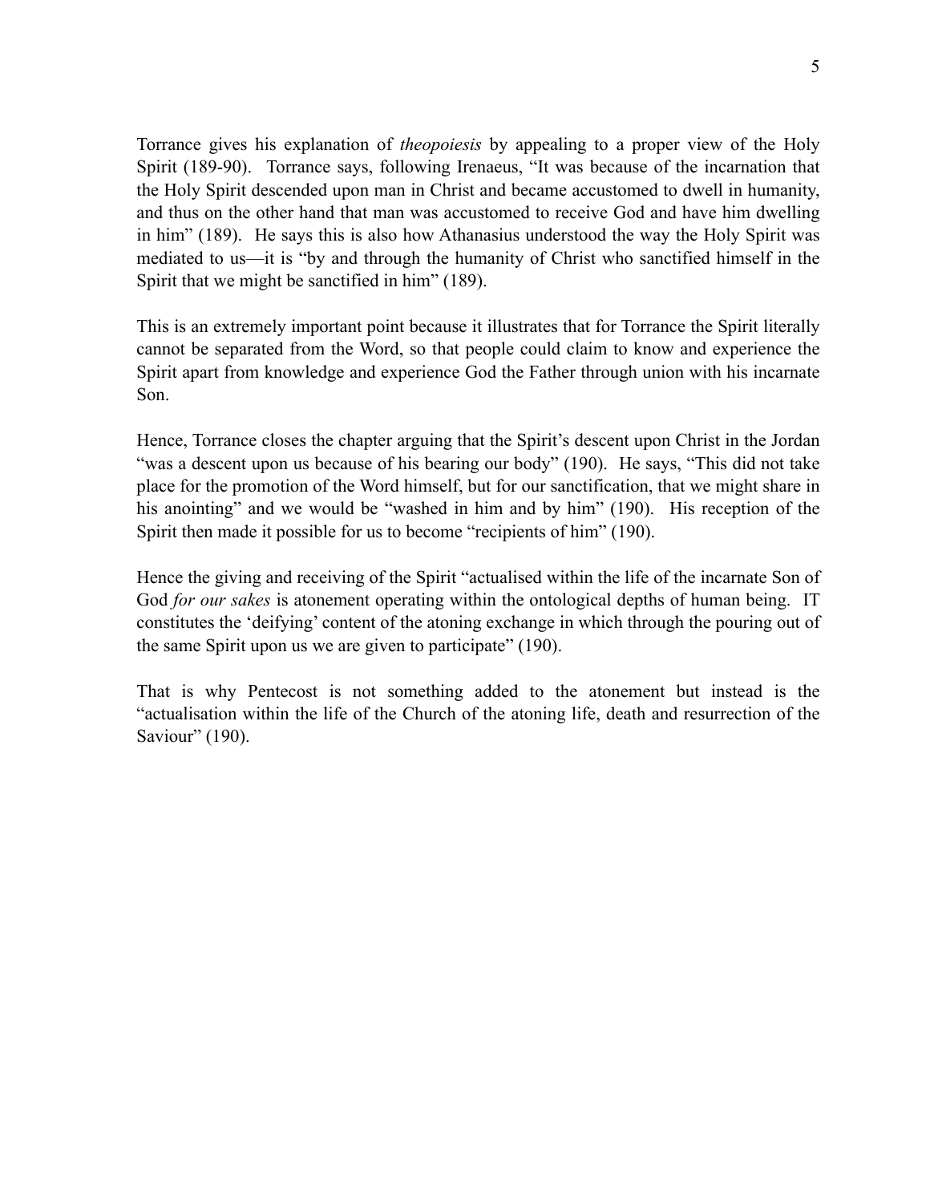Torrance gives his explanation of *theopoiesis* by appealing to a proper view of the Holy Spirit (189-90). Torrance says, following Irenaeus, "It was because of the incarnation that the Holy Spirit descended upon man in Christ and became accustomed to dwell in humanity, and thus on the other hand that man was accustomed to receive God and have him dwelling in him" (189). He says this is also how Athanasius understood the way the Holy Spirit was mediated to us—it is "by and through the humanity of Christ who sanctified himself in the Spirit that we might be sanctified in him" (189).

This is an extremely important point because it illustrates that for Torrance the Spirit literally cannot be separated from the Word, so that people could claim to know and experience the Spirit apart from knowledge and experience God the Father through union with his incarnate Son.

Hence, Torrance closes the chapter arguing that the Spirit's descent upon Christ in the Jordan "was a descent upon us because of his bearing our body" (190). He says, "This did not take place for the promotion of the Word himself, but for our sanctification, that we might share in his anointing" and we would be "washed in him and by him" (190). His reception of the Spirit then made it possible for us to become "recipients of him" (190).

Hence the giving and receiving of the Spirit "actualised within the life of the incarnate Son of God *for our sakes* is atonement operating within the ontological depths of human being. IT constitutes the 'deifying' content of the atoning exchange in which through the pouring out of the same Spirit upon us we are given to participate" (190).

That is why Pentecost is not something added to the atonement but instead is the "actualisation within the life of the Church of the atoning life, death and resurrection of the Saviour" (190).